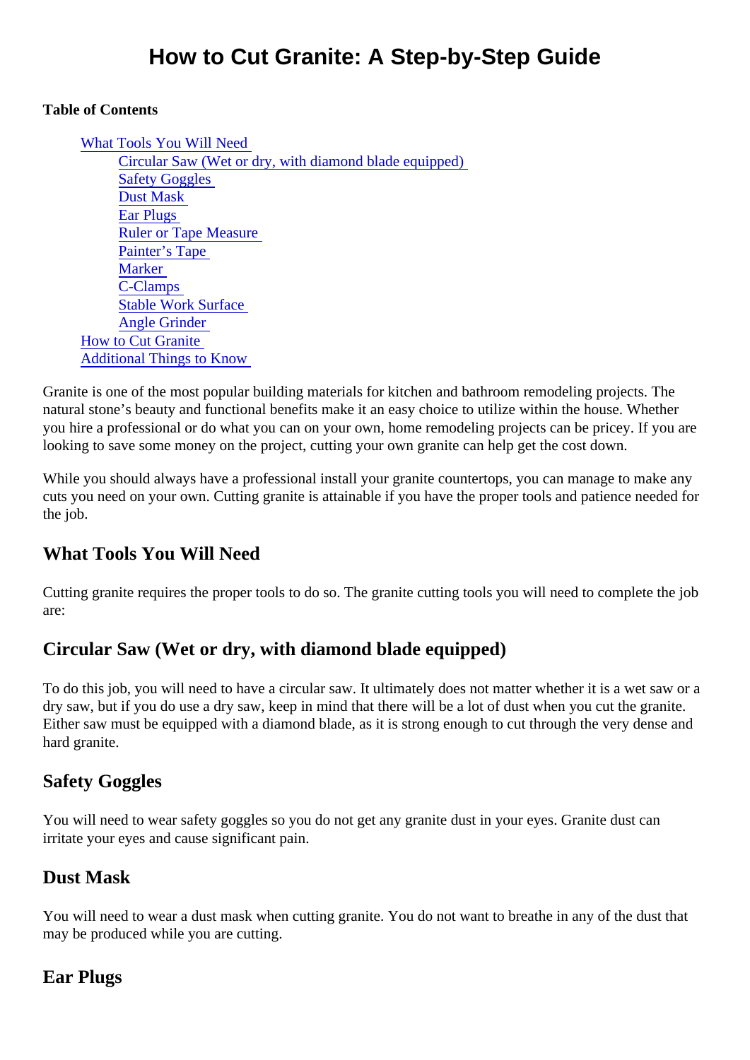# How to Cut Granite: A Step-by-Step Guide

**Table of Contents**

- What Tools You Will Need
  - Circular Saw (Wet or dry, with diamond blade equipped)
  - Safety Goggles
  - Dust Mask
  - Ear Plugs
  - Ruler or Tape Measure
  - Painter's Tape
  - Marker
  - C-Clamps
  - Stable Work Surface
  - Angle Grinder
- How to Cut Granite
- Additional Things to Know

Granite is one of the most popular building materials for kitchen and bathroom remodeling projects. The natural stone's beauty and functional benefits make it an easy choice to utilize within the house. Whether you hire a professional or do what you can on your own, home remodeling projects can be pricey. If you are looking to save some money on the project, cutting your own granite can help get the cost down.

While you should always have a professional install your granite countertops, you can manage to make any cuts you need on your own. Cutting granite is attainable if you have the proper tools and patience needed for the job.

## What Tools You Will Need

Cutting granite requires the proper tools to do so. The granite cutting tools you will need to complete the job are:

## Circular Saw (Wet or dry, with diamond blade equipped)

To do this job, you will need to have a circular saw. It ultimately does not matter whether it is a wet saw or a dry saw, but if you do use a dry saw, keep in mind that there will be a lot of dust when you cut the granite. Either saw must be equipped with a diamond blade, as it is strong enough to cut through the very dense and hard granite.

### Safety Goggles

You will need to wear safety goggles so you do not get any granite dust in your eyes. Granite dust can irritate your eyes and cause significant pain.

### Dust Mask

You will need to wear a dust mask when cutting granite. You do not want to breathe in any of the dust that may be produced while you are cutting.

### Ear Plugs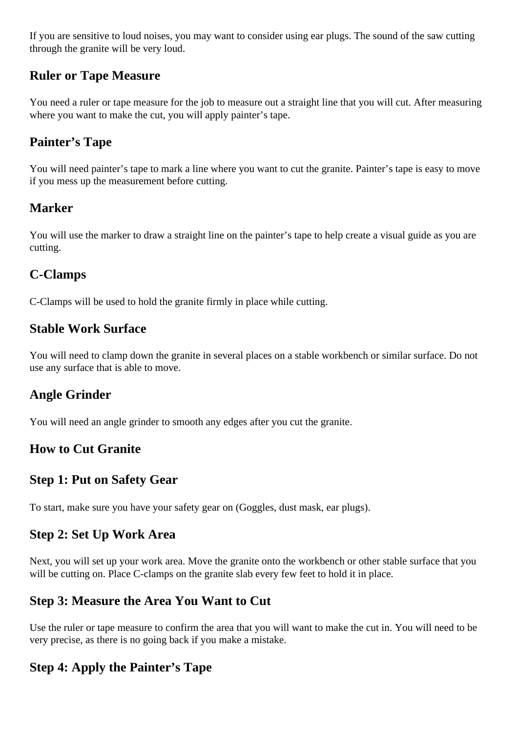If you are sensitive to loud noises, you may want to consider using ear plugs. The sound of the saw cutting through the granite will be very loud.

### Ruler or Tape Measure

You need a ruler or tape measure for the job to measure out a straight line that you will cut. After measuring where you want to make the cut, you will apply painter's tape.

### Painter's Tape

You will need painter's tape to mark a line where you want to cut the granite. Painter's tape is easy to move if you mess up the measurement before cutting.

### Marker

You will use the marker to draw a straight line on the painter's tape to help create a visual guide as you are cutting.

### C-Clamps

C-Clamps will be used to hold the granite firmly in place while cutting.

### Stable Work Surface

You will need to clamp down the granite in several places on a stable workbench or similar surface. Do not use any surface that is able to move.

### Angle Grinder

You will need an angle grinder to smooth any edges after you cut the granite.

### How to Cut Granite

### Step 1: Put on Safety Gear

To start, make sure you have your safety gear on (Goggles, dust mask, ear plugs).

### Step 2: Set Up Work Area

Next, you will set up your work area. Move the granite onto the workbench or other stable surface that you will be cutting on. Place C-clamps on the granite slab every few feet to hold it in place.

### Step 3: Measure the Area You Want to Cut

Use the ruler or tape measure to confirm the area that you will want to make the cut in. You will need to be very precise, as there is no going back if you make a mistake.

### Step 4: Apply the Painter's Tape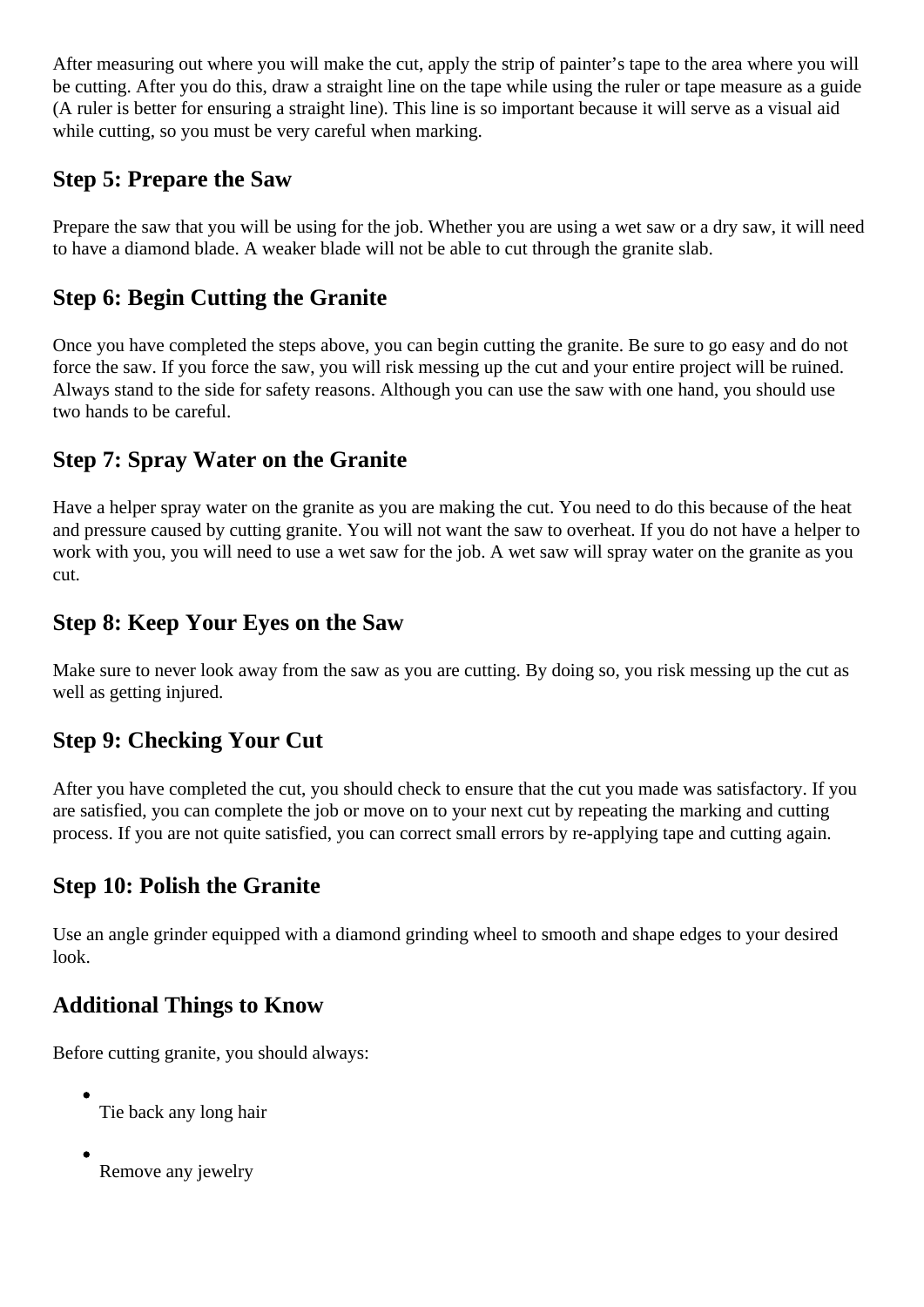After measuring out where you will make the cut, apply the strip of painter's tape to the area where you will be cutting. After you do this, draw a straight line on the tape while using the ruler or tape measure as a guide (A ruler is better for ensuring a straight line). This line is so important because it will serve as a visual aid while cutting, so you must be very careful when marking.

## Step 5: Prepare the Saw

Prepare the saw that you will be using for the job. Whether you are using a wet saw or a dry saw, it will need to have a diamond blade. A weaker blade will not be able to cut through the granite slab.

## Step 6: Begin Cutting the Granite

Once you have completed the steps above, you can begin cutting the granite. Be sure to go easy and do not force the saw. If you force the saw, you will risk messing up the cut and your entire project will be ruined. Always stand to the side for safety reasons. Although you can use the saw with one hand, you should use two hands to be careful.

## Step 7: Spray Water on the Granite

Have a helper spray water on the granite as you are making the cut. You need to do this because of the heat and pressure caused by cutting granite. You will not want the saw to overheat. If you do not have a helper to work with you, you will need to use a wet saw for the job. A wet saw will spray water on the granite as you cut.

## Step 8: Keep Your Eyes on the Saw

Make sure to never look away from the saw as you are cutting. By doing so, you risk messing up the cut as well as getting injured.

## Step 9: Checking Your Cut

After you have completed the cut, you should check to ensure that the cut you made was satisfactory. If you are satisfied, you can complete the job or move on to your next cut by repeating the marking and cutting process. If you are not quite satisfied, you can correct small errors by re-applying tape and cutting again.

## Step 10: Polish the Granite

Use an angle grinder equipped with a diamond grinding wheel to smooth and shape edges to your desired look.

## Additional Things to Know

Before cutting granite, you should always:

- Tie back any long hair
- Remove any jewelry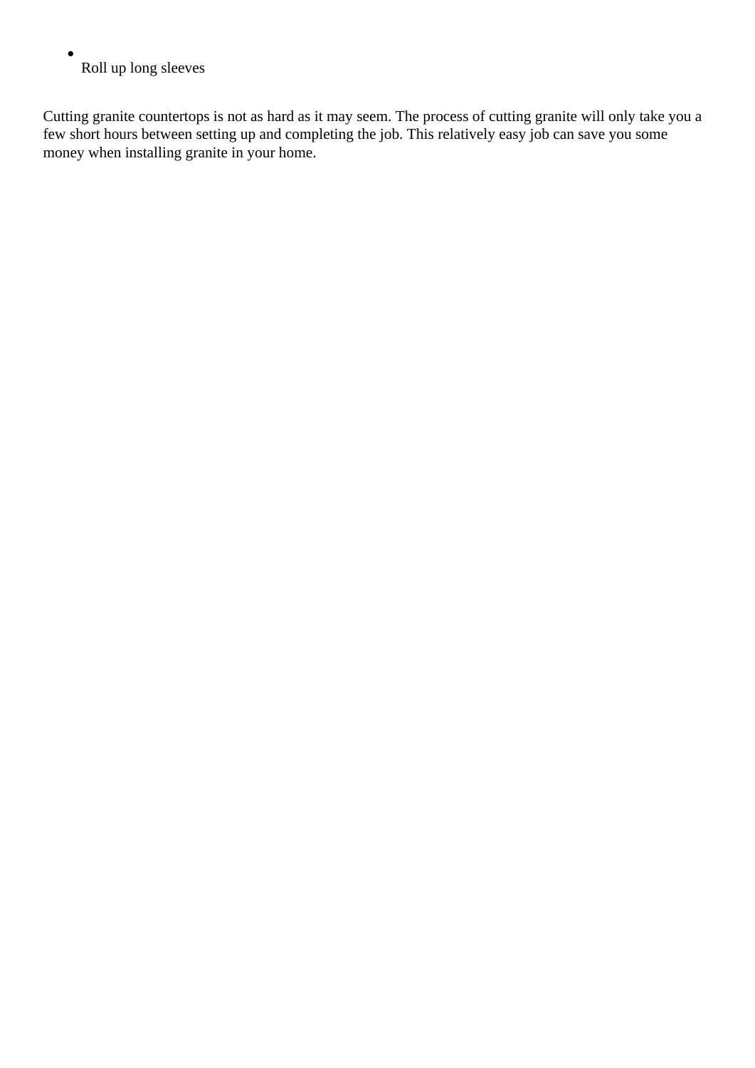- Roll up long sleeves

Cutting granite countertops is not as hard as it may seem. The process of cutting granite will only take you a few short hours between setting up and completing the job. This relatively easy job can save you some money when installing granite in your home.